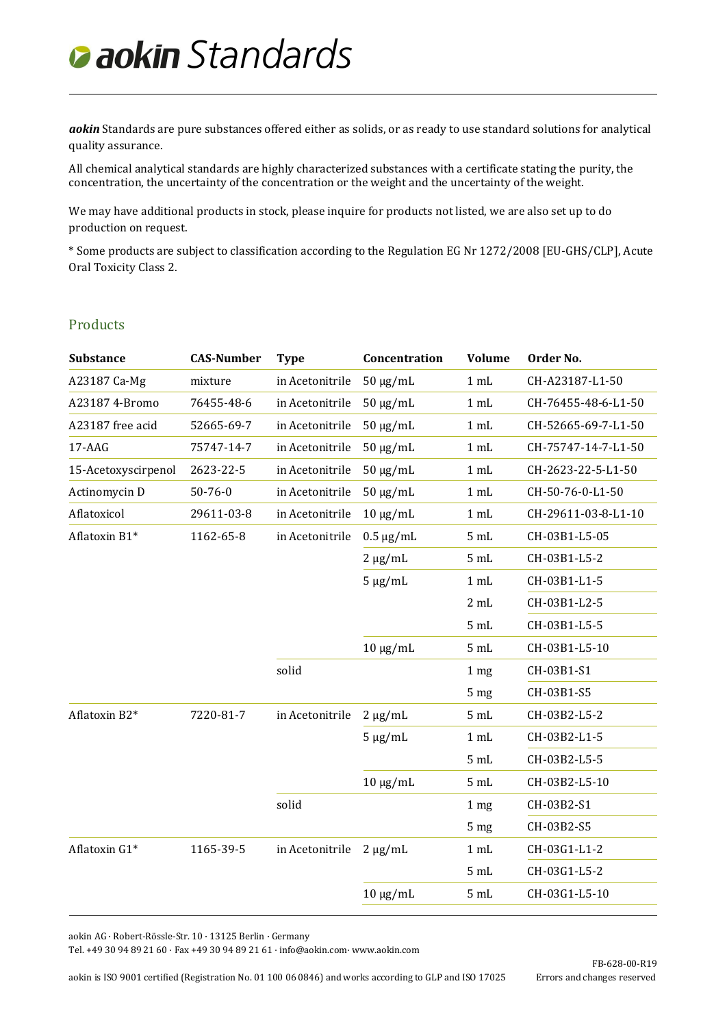# aokin Standards

***aokin*** Standards are pure substances offered either as solids, or as ready to use standard solutions for analytical quality assurance.

All chemical analytical standards are highly characterized substances with a certificate stating the purity, the concentration, the uncertainty of the concentration or the weight and the uncertainty of the weight.

We may have additional products in stock, please inquire for products not listed, we are also set up to do production on request.

* Some products are subject to classification according to the Regulation EG Nr 1272/2008 [EU-GHS/CLP], Acute Oral Toxicity Class 2.

## Products

| Substance | CAS-Number | Type | Concentration | Volume | Order No. |
|---|---|---|---|---|---|
| A23187 Ca-Mg | mixture | in Acetonitrile | 50 µg/mL | 1 mL | CH-A23187-L1-50 |
| A23187 4-Bromo | 76455-48-6 | in Acetonitrile | 50 µg/mL | 1 mL | CH-76455-48-6-L1-50 |
| A23187 free acid | 52665-69-7 | in Acetonitrile | 50 µg/mL | 1 mL | CH-52665-69-7-L1-50 |
| 17-AAG | 75747-14-7 | in Acetonitrile | 50 µg/mL | 1 mL | CH-75747-14-7-L1-50 |
| 15-Acetoxyscirpenol | 2623-22-5 | in Acetonitrile | 50 µg/mL | 1 mL | CH-2623-22-5-L1-50 |
| Actinomycin D | 50-76-0 | in Acetonitrile | 50 µg/mL | 1 mL | CH-50-76-0-L1-50 |
| Aflatoxicol | 29611-03-8 | in Acetonitrile | 10 µg/mL | 1 mL | CH-29611-03-8-L1-10 |
| Aflatoxin B1* | 1162-65-8 | in Acetonitrile | 0.5 µg/mL | 5 mL | CH-03B1-L5-05 |
| | | | 2 µg/mL | 5 mL | CH-03B1-L5-2 |
| | | | 5 µg/mL | 1 mL | CH-03B1-L1-5 |
| | | | | 2 mL | CH-03B1-L2-5 |
| | | | | 5 mL | CH-03B1-L5-5 |
| | | | 10 µg/mL | 5 mL | CH-03B1-L5-10 |
| | | solid | | 1 mg | CH-03B1-S1 |
| | | | | 5 mg | CH-03B1-S5 |
| Aflatoxin B2* | 7220-81-7 | in Acetonitrile | 2 µg/mL | 5 mL | CH-03B2-L5-2 |
| | | | 5 µg/mL | 1 mL | CH-03B2-L1-5 |
| | | | | 5 mL | CH-03B2-L5-5 |
| | | | 10 µg/mL | 5 mL | CH-03B2-L5-10 |
| | | solid | | 1 mg | CH-03B2-S1 |
| | | | | 5 mg | CH-03B2-S5 |
| Aflatoxin G1* | 1165-39-5 | in Acetonitrile | 2 µg/mL | 1 mL | CH-03G1-L1-2 |
| | | | | 5 mL | CH-03G1-L5-2 |
| | | | 10 µg/mL | 5 mL | CH-03G1-L5-10 |

aokin AG · Robert-Rössle-Str. 10 · 13125 Berlin · Germany
Tel. +49 30 94 89 21 60 · Fax +49 30 94 89 21 61 · info@aokin.com· www.aokin.com

aokin is ISO 9001 certified (Registration No. 01 100 06 0846) and works according to GLP and ISO 17025

FB-628-00-R19
Errors and changes reserved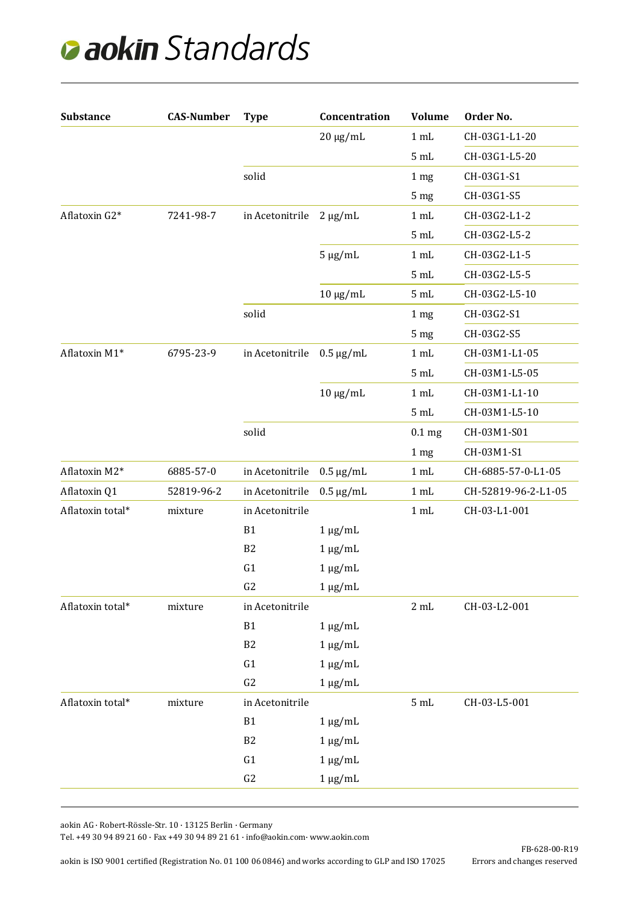# aokin Standards

| Substance | CAS-Number | Type | Concentration | Volume | Order No. |
|---|---|---|---|---|---|
| | | | 20 µg/mL | 1 mL | CH-03G1-L1-20 |
| | | | | 5 mL | CH-03G1-L5-20 |
| | | solid | | 1 mg | CH-03G1-S1 |
| | | | | 5 mg | CH-03G1-S5 |
| Aflatoxin G2* | 7241-98-7 | in Acetonitrile | 2 µg/mL | 1 mL | CH-03G2-L1-2 |
| | | | | 5 mL | CH-03G2-L5-2 |
| | | | 5 µg/mL | 1 mL | CH-03G2-L1-5 |
| | | | | 5 mL | CH-03G2-L5-5 |
| | | | 10 µg/mL | 5 mL | CH-03G2-L5-10 |
| | | solid | | 1 mg | CH-03G2-S1 |
| | | | | 5 mg | CH-03G2-S5 |
| Aflatoxin M1* | 6795-23-9 | in Acetonitrile | 0.5 µg/mL | 1 mL | CH-03M1-L1-05 |
| | | | | 5 mL | CH-03M1-L5-05 |
| | | | 10 µg/mL | 1 mL | CH-03M1-L1-10 |
| | | | | 5 mL | CH-03M1-L5-10 |
| | | solid | | 0.1 mg | CH-03M1-S01 |
| | | | | 1 mg | CH-03M1-S1 |
| Aflatoxin M2* | 6885-57-0 | in Acetonitrile | 0.5 µg/mL | 1 mL | CH-6885-57-0-L1-05 |
| Aflatoxin Q1 | 52819-96-2 | in Acetonitrile | 0.5 µg/mL | 1 mL | CH-52819-96-2-L1-05 |
| Aflatoxin total* | mixture | in Acetonitrile | | 1 mL | CH-03-L1-001 |
| | | B1 | 1 µg/mL | | |
| | | B2 | 1 µg/mL | | |
| | | G1 | 1 µg/mL | | |
| | | G2 | 1 µg/mL | | |
| Aflatoxin total* | mixture | in Acetonitrile | | 2 mL | CH-03-L2-001 |
| | | B1 | 1 µg/mL | | |
| | | B2 | 1 µg/mL | | |
| | | G1 | 1 µg/mL | | |
| | | G2 | 1 µg/mL | | |
| Aflatoxin total* | mixture | in Acetonitrile | | 5 mL | CH-03-L5-001 |
| | | B1 | 1 µg/mL | | |
| | | B2 | 1 µg/mL | | |
| | | G1 | 1 µg/mL | | |
| | | G2 | 1 µg/mL | | |

aokin AG · Robert-Rössle-Str. 10 · 13125 Berlin · Germany
Tel. +49 30 94 89 21 60 · Fax +49 30 94 89 21 61 · info@aokin.com· www.aokin.com

aokin is ISO 9001 certified (Registration No. 01 100 06 0846) and works according to GLP and ISO 17025

FB-628-00-R19
Errors and changes reserved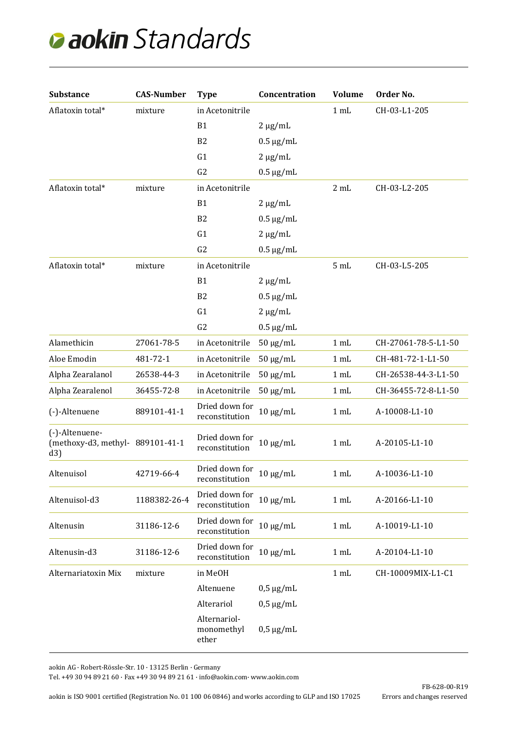# aokin Standards

| Substance | CAS-Number | Type | Concentration | Volume | Order No. |
|---|---|---|---|---|---|
| Aflatoxin total* | mixture | in Acetonitrile | | 1 mL | CH-03-L1-205 |
| | | B1 | 2 µg/mL | | |
| | | B2 | 0.5 µg/mL | | |
| | | G1 | 2 µg/mL | | |
| | | G2 | 0.5 µg/mL | | |
| Aflatoxin total* | mixture | in Acetonitrile | | 2 mL | CH-03-L2-205 |
| | | B1 | 2 µg/mL | | |
| | | B2 | 0.5 µg/mL | | |
| | | G1 | 2 µg/mL | | |
| | | G2 | 0.5 µg/mL | | |
| Aflatoxin total* | mixture | in Acetonitrile | | 5 mL | CH-03-L5-205 |
| | | B1 | 2 µg/mL | | |
| | | B2 | 0.5 µg/mL | | |
| | | G1 | 2 µg/mL | | |
| | | G2 | 0.5 µg/mL | | |
| Alamethicin | 27061-78-5 | in Acetonitrile | 50 µg/mL | 1 mL | CH-27061-78-5-L1-50 |
| Aloe Emodin | 481-72-1 | in Acetonitrile | 50 µg/mL | 1 mL | CH-481-72-1-L1-50 |
| Alpha Zearalanol | 26538-44-3 | in Acetonitrile | 50 µg/mL | 1 mL | CH-26538-44-3-L1-50 |
| Alpha Zearalenol | 36455-72-8 | in Acetonitrile | 50 µg/mL | 1 mL | CH-36455-72-8-L1-50 |
| (-)-Altenuene | 889101-41-1 | Dried down for reconstitution | 10 µg/mL | 1 mL | A-10008-L1-10 |
| (-)-Altenuene-(methoxy-d3, methyl-d3) | 889101-41-1 | Dried down for reconstitution | 10 µg/mL | 1 mL | A-20105-L1-10 |
| Altenuisol | 42719-66-4 | Dried down for reconstitution | 10 µg/mL | 1 mL | A-10036-L1-10 |
| Altenuisol-d3 | 1188382-26-4 | Dried down for reconstitution | 10 µg/mL | 1 mL | A-20166-L1-10 |
| Altenusin | 31186-12-6 | Dried down for reconstitution | 10 µg/mL | 1 mL | A-10019-L1-10 |
| Altenusin-d3 | 31186-12-6 | Dried down for reconstitution | 10 µg/mL | 1 mL | A-20104-L1-10 |
| Alternariatoxin Mix | mixture | in MeOH | | 1 mL | CH-10009MIX-L1-C1 |
| | | Altenuene | 0,5 µg/mL | | |
| | | Alterariol | 0,5 µg/mL | | |
| | | Alternariol-monomethyl ether | 0,5 µg/mL | | |

aokin AG · Robert-Rössle-Str. 10 · 13125 Berlin · Germany
Tel. +49 30 94 89 21 60 · Fax +49 30 94 89 21 61 · info@aokin.com· www.aokin.com

aokin is ISO 9001 certified (Registration No. 01 100 06 0846) and works according to GLP and ISO 17025

FB-628-00-R19
Errors and changes reserved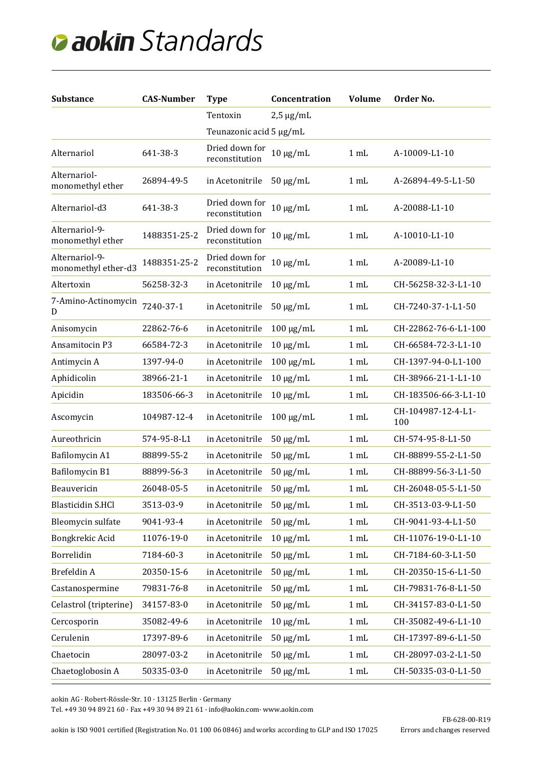# aokin Standards

| Substance | CAS-Number | Type | Concentration | Volume | Order No. |
|---|---|---|---|---|---|
| | | Tentoxin | 2,5 µg/mL | | |
| | | Teunazonic acid | 5 µg/mL | | |
| Alternariol | 641-38-3 | Dried down for reconstitution | 10 µg/mL | 1 mL | A-10009-L1-10 |
| Alternariol-monomethyl ether | 26894-49-5 | in Acetonitrile | 50 µg/mL | 1 mL | A-26894-49-5-L1-50 |
| Alternariol-d3 | 641-38-3 | Dried down for reconstitution | 10 µg/mL | 1 mL | A-20088-L1-10 |
| Alternariol-9-monomethyl ether | 1488351-25-2 | Dried down for reconstitution | 10 µg/mL | 1 mL | A-10010-L1-10 |
| Alternariol-9-monomethyl ether-d3 | 1488351-25-2 | Dried down for reconstitution | 10 µg/mL | 1 mL | A-20089-L1-10 |
| Altertoxin | 56258-32-3 | in Acetonitrile | 10 µg/mL | 1 mL | CH-56258-32-3-L1-10 |
| 7-Amino-Actinomycin D | 7240-37-1 | in Acetonitrile | 50 µg/mL | 1 mL | CH-7240-37-1-L1-50 |
| Anisomycin | 22862-76-6 | in Acetonitrile | 100 µg/mL | 1 mL | CH-22862-76-6-L1-100 |
| Ansamitocin P3 | 66584-72-3 | in Acetonitrile | 10 µg/mL | 1 mL | CH-66584-72-3-L1-10 |
| Antimycin A | 1397-94-0 | in Acetonitrile | 100 µg/mL | 1 mL | CH-1397-94-0-L1-100 |
| Aphidicolin | 38966-21-1 | in Acetonitrile | 10 µg/mL | 1 mL | CH-38966-21-1-L1-10 |
| Apicidin | 183506-66-3 | in Acetonitrile | 10 µg/mL | 1 mL | CH-183506-66-3-L1-10 |
| Ascomycin | 104987-12-4 | in Acetonitrile | 100 µg/mL | 1 mL | CH-104987-12-4-L1-100 |
| Aureothricin | 574-95-8-L1 | in Acetonitrile | 50 µg/mL | 1 mL | CH-574-95-8-L1-50 |
| Bafilomycin A1 | 88899-55-2 | in Acetonitrile | 50 µg/mL | 1 mL | CH-88899-55-2-L1-50 |
| Bafilomycin B1 | 88899-56-3 | in Acetonitrile | 50 µg/mL | 1 mL | CH-88899-56-3-L1-50 |
| Beauvericin | 26048-05-5 | in Acetonitrile | 50 µg/mL | 1 mL | CH-26048-05-5-L1-50 |
| Blasticidin S.HCl | 3513-03-9 | in Acetonitrile | 50 µg/mL | 1 mL | CH-3513-03-9-L1-50 |
| Bleomycin sulfate | 9041-93-4 | in Acetonitrile | 50 µg/mL | 1 mL | CH-9041-93-4-L1-50 |
| Bongkrekic Acid | 11076-19-0 | in Acetonitrile | 10 µg/mL | 1 mL | CH-11076-19-0-L1-10 |
| Borrelidin | 7184-60-3 | in Acetonitrile | 50 µg/mL | 1 mL | CH-7184-60-3-L1-50 |
| Brefeldin A | 20350-15-6 | in Acetonitrile | 50 µg/mL | 1 mL | CH-20350-15-6-L1-50 |
| Castanospermine | 79831-76-8 | in Acetonitrile | 50 µg/mL | 1 mL | CH-79831-76-8-L1-50 |
| Celastrol (tripterine) | 34157-83-0 | in Acetonitrile | 50 µg/mL | 1 mL | CH-34157-83-0-L1-50 |
| Cercosporin | 35082-49-6 | in Acetonitrile | 10 µg/mL | 1 mL | CH-35082-49-6-L1-10 |
| Cerulenin | 17397-89-6 | in Acetonitrile | 50 µg/mL | 1 mL | CH-17397-89-6-L1-50 |
| Chaetocin | 28097-03-2 | in Acetonitrile | 50 µg/mL | 1 mL | CH-28097-03-2-L1-50 |
| Chaetoglobosin A | 50335-03-0 | in Acetonitrile | 50 µg/mL | 1 mL | CH-50335-03-0-L1-50 |

aokin AG · Robert-Rössle-Str. 10 · 13125 Berlin · Germany
Tel. +49 30 94 89 21 60 · Fax +49 30 94 89 21 61 · info@aokin.com· www.aokin.com

FB-628-00-R19

aokin is ISO 9001 certified (Registration No. 01 100 06 0846) and works according to GLP and ISO 17025

Errors and changes reserved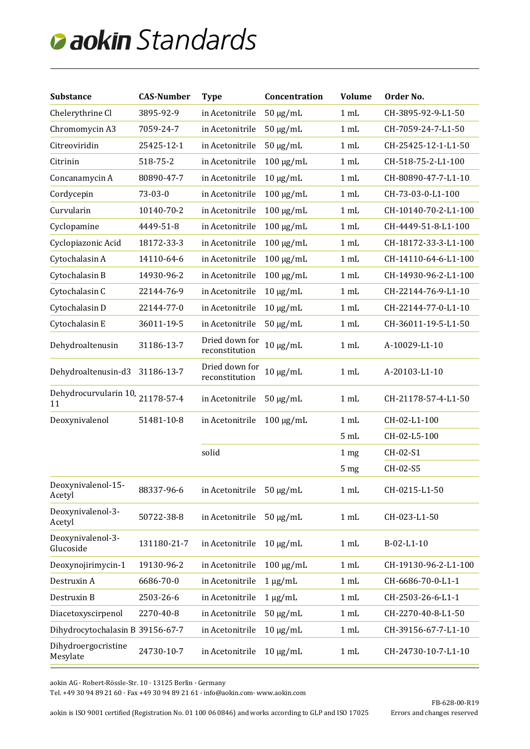# aokin Standards

| Substance | CAS-Number | Type | Concentration | Volume | Order No. |
|---|---|---|---|---|---|
| Chelerythrine Cl | 3895-92-9 | in Acetonitrile | 50 µg/mL | 1 mL | CH-3895-92-9-L1-50 |
| Chromomycin A3 | 7059-24-7 | in Acetonitrile | 50 µg/mL | 1 mL | CH-7059-24-7-L1-50 |
| Citreoviridin | 25425-12-1 | in Acetonitrile | 50 µg/mL | 1 mL | CH-25425-12-1-L1-50 |
| Citrinin | 518-75-2 | in Acetonitrile | 100 µg/mL | 1 mL | CH-518-75-2-L1-100 |
| Concanamycin A | 80890-47-7 | in Acetonitrile | 10 µg/mL | 1 mL | CH-80890-47-7-L1-10 |
| Cordycepin | 73-03-0 | in Acetonitrile | 100 µg/mL | 1 mL | CH-73-03-0-L1-100 |
| Curvularin | 10140-70-2 | in Acetonitrile | 100 µg/mL | 1 mL | CH-10140-70-2-L1-100 |
| Cyclopamine | 4449-51-8 | in Acetonitrile | 100 µg/mL | 1 mL | CH-4449-51-8-L1-100 |
| Cyclopiazonic Acid | 18172-33-3 | in Acetonitrile | 100 µg/mL | 1 mL | CH-18172-33-3-L1-100 |
| Cytochalasin A | 14110-64-6 | in Acetonitrile | 100 µg/mL | 1 mL | CH-14110-64-6-L1-100 |
| Cytochalasin B | 14930-96-2 | in Acetonitrile | 100 µg/mL | 1 mL | CH-14930-96-2-L1-100 |
| Cytochalasin C | 22144-76-9 | in Acetonitrile | 10 µg/mL | 1 mL | CH-22144-76-9-L1-10 |
| Cytochalasin D | 22144-77-0 | in Acetonitrile | 10 µg/mL | 1 mL | CH-22144-77-0-L1-10 |
| Cytochalasin E | 36011-19-5 | in Acetonitrile | 50 µg/mL | 1 mL | CH-36011-19-5-L1-50 |
| Dehydroaltenusin | 31186-13-7 | Dried down for reconstitution | 10 µg/mL | 1 mL | A-10029-L1-10 |
| Dehydroaltenusin-d3 | 31186-13-7 | Dried down for reconstitution | 10 µg/mL | 1 mL | A-20103-L1-10 |
| Dehydrocurvularin 10, 11 | 21178-57-4 | in Acetonitrile | 50 µg/mL | 1 mL | CH-21178-57-4-L1-50 |
| Deoxynivalenol | 51481-10-8 | in Acetonitrile | 100 µg/mL | 1 mL | CH-02-L1-100 |
| | | | | 5 mL | CH-02-L5-100 |
| | | solid | | 1 mg | CH-02-S1 |
| | | | | 5 mg | CH-02-S5 |
| Deoxynivalenol-15-Acetyl | 88337-96-6 | in Acetonitrile | 50 µg/mL | 1 mL | CH-0215-L1-50 |
| Deoxynivalenol-3-Acetyl | 50722-38-8 | in Acetonitrile | 50 µg/mL | 1 mL | CH-023-L1-50 |
| Deoxynivalenol-3-Glucoside | 131180-21-7 | in Acetonitrile | 10 µg/mL | 1 mL | B-02-L1-10 |
| Deoxynojirimycin-1 | 19130-96-2 | in Acetonitrile | 100 µg/mL | 1 mL | CH-19130-96-2-L1-100 |
| Destruxin A | 6686-70-0 | in Acetonitrile | 1 µg/mL | 1 mL | CH-6686-70-0-L1-1 |
| Destruxin B | 2503-26-6 | in Acetonitrile | 1 µg/mL | 1 mL | CH-2503-26-6-L1-1 |
| Diacetoxyscirpenol | 2270-40-8 | in Acetonitrile | 50 µg/mL | 1 mL | CH-2270-40-8-L1-50 |
| Dihydrocytochalasin B | 39156-67-7 | in Acetonitrile | 10 µg/mL | 1 mL | CH-39156-67-7-L1-10 |
| Dihydroergocristine Mesylate | 24730-10-7 | in Acetonitrile | 10 µg/mL | 1 mL | CH-24730-10-7-L1-10 |

aokin AG · Robert-Rössle-Str. 10 · 13125 Berlin · Germany
Tel. +49 30 94 89 21 60 · Fax +49 30 94 89 21 61 · info@aokin.com· www.aokin.com

aokin is ISO 9001 certified (Registration No. 01 100 06 0846) and works according to GLP and ISO 17025

FB-628-00-R19
Errors and changes reserved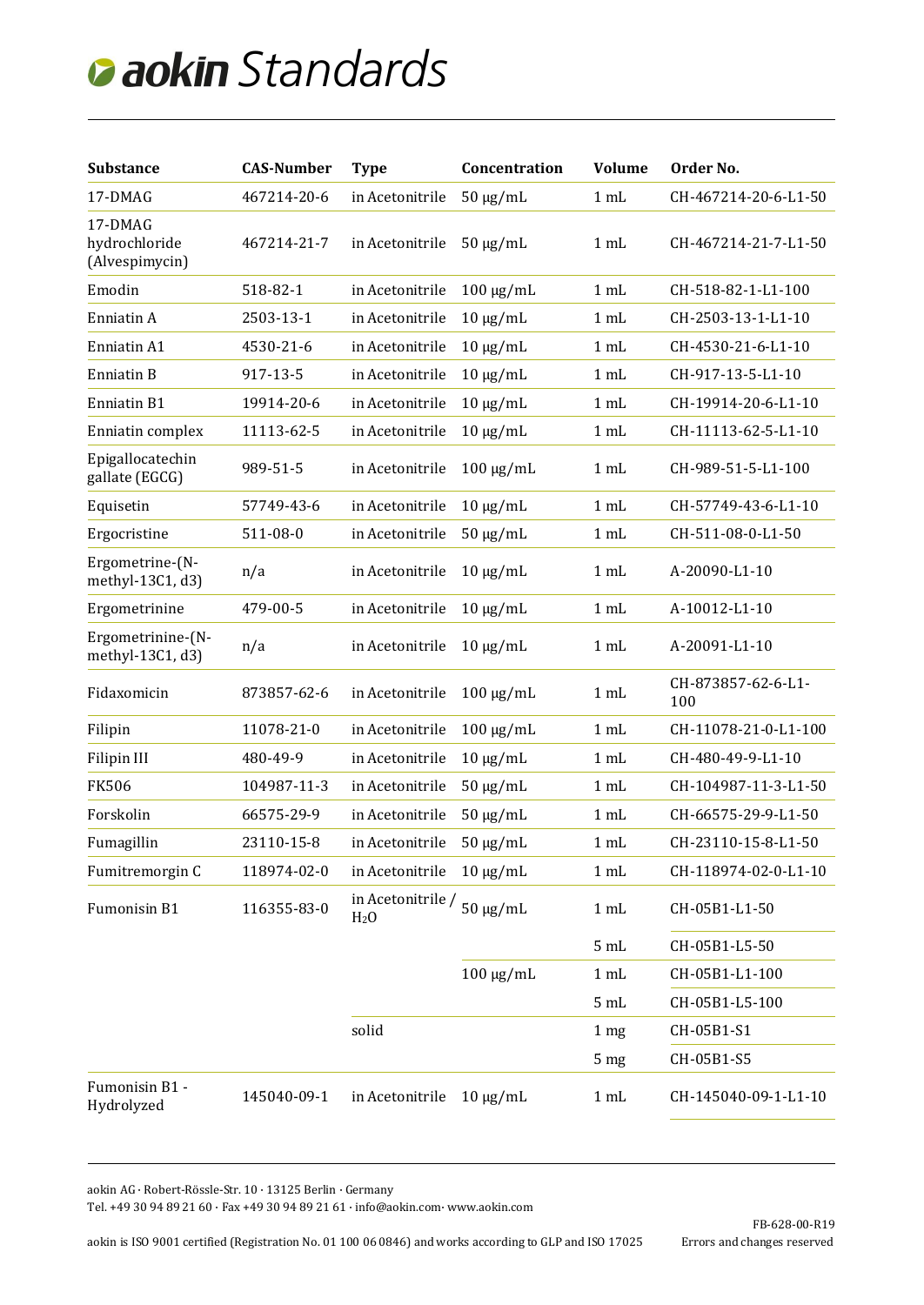# aokin Standards

| Substance | CAS-Number | Type | Concentration | Volume | Order No. |
|---|---|---|---|---|---|
| 17-DMAG | 467214-20-6 | in Acetonitrile | 50 µg/mL | 1 mL | CH-467214-20-6-L1-50 |
| 17-DMAG hydrochloride (Alvespimycin) | 467214-21-7 | in Acetonitrile | 50 µg/mL | 1 mL | CH-467214-21-7-L1-50 |
| Emodin | 518-82-1 | in Acetonitrile | 100 µg/mL | 1 mL | CH-518-82-1-L1-100 |
| Enniatin A | 2503-13-1 | in Acetonitrile | 10 µg/mL | 1 mL | CH-2503-13-1-L1-10 |
| Enniatin A1 | 4530-21-6 | in Acetonitrile | 10 µg/mL | 1 mL | CH-4530-21-6-L1-10 |
| Enniatin B | 917-13-5 | in Acetonitrile | 10 µg/mL | 1 mL | CH-917-13-5-L1-10 |
| Enniatin B1 | 19914-20-6 | in Acetonitrile | 10 µg/mL | 1 mL | CH-19914-20-6-L1-10 |
| Enniatin complex | 11113-62-5 | in Acetonitrile | 10 µg/mL | 1 mL | CH-11113-62-5-L1-10 |
| Epigallocatechin gallate (EGCG) | 989-51-5 | in Acetonitrile | 100 µg/mL | 1 mL | CH-989-51-5-L1-100 |
| Equisetin | 57749-43-6 | in Acetonitrile | 10 µg/mL | 1 mL | CH-57749-43-6-L1-10 |
| Ergocristine | 511-08-0 | in Acetonitrile | 50 µg/mL | 1 mL | CH-511-08-0-L1-50 |
| Ergometrine-(N-methyl-13C1, d3) | n/a | in Acetonitrile | 10 µg/mL | 1 mL | A-20090-L1-10 |
| Ergometrinine | 479-00-5 | in Acetonitrile | 10 µg/mL | 1 mL | A-10012-L1-10 |
| Ergometrinine-(N-methyl-13C1, d3) | n/a | in Acetonitrile | 10 µg/mL | 1 mL | A-20091-L1-10 |
| Fidaxomicin | 873857-62-6 | in Acetonitrile | 100 µg/mL | 1 mL | CH-873857-62-6-L1-100 |
| Filipin | 11078-21-0 | in Acetonitrile | 100 µg/mL | 1 mL | CH-11078-21-0-L1-100 |
| Filipin III | 480-49-9 | in Acetonitrile | 10 µg/mL | 1 mL | CH-480-49-9-L1-10 |
| FK506 | 104987-11-3 | in Acetonitrile | 50 µg/mL | 1 mL | CH-104987-11-3-L1-50 |
| Forskolin | 66575-29-9 | in Acetonitrile | 50 µg/mL | 1 mL | CH-66575-29-9-L1-50 |
| Fumagillin | 23110-15-8 | in Acetonitrile | 50 µg/mL | 1 mL | CH-23110-15-8-L1-50 |
| Fumitremorgin C | 118974-02-0 | in Acetonitrile | 10 µg/mL | 1 mL | CH-118974-02-0-L1-10 |
| Fumonisin B1 | 116355-83-0 | in Acetonitrile / $H_2O$ | 50 µg/mL | 1 mL | CH-05B1-L1-50 |
| | | | | 5 mL | CH-05B1-L5-50 |
| | | | 100 µg/mL | 1 mL | CH-05B1-L1-100 |
| | | | | 5 mL | CH-05B1-L5-100 |
| | | solid | | 1 mg | CH-05B1-S1 |
| | | | | 5 mg | CH-05B1-S5 |
| Fumonisin B1 - Hydrolyzed | 145040-09-1 | in Acetonitrile | 10 µg/mL | 1 mL | CH-145040-09-1-L1-10 |

aokin AG · Robert-Rössle-Str. 10 · 13125 Berlin · Germany
Tel. +49 30 94 89 21 60 · Fax +49 30 94 89 21 61 · info@aokin.com· www.aokin.com

aokin is ISO 9001 certified (Registration No. 01 100 06 0846) and works according to GLP and ISO 17025

FB-628-00-R19
Errors and changes reserved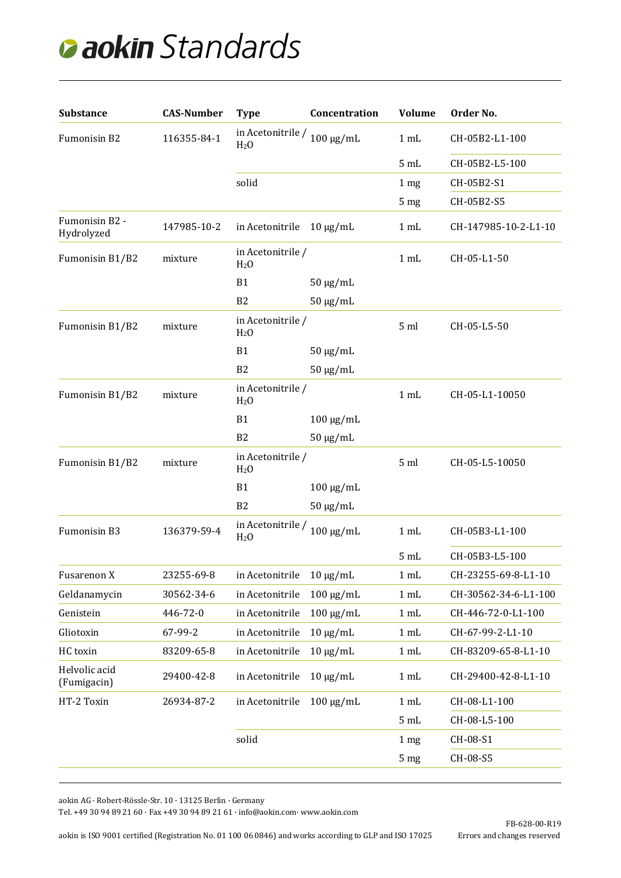# aokin Standards

| Substance | CAS-Number | Type | Concentration | Volume | Order No. |
|---|---|---|---|---|---|
| Fumonisin B2 | 116355-84-1 | in Acetonitrile / $H_2O$ | 100 µg/mL | 1 mL | CH-05B2-L1-100 |
| | | | | 5 mL | CH-05B2-L5-100 |
| | | solid | | 1 mg | CH-05B2-S1 |
| | | | | 5 mg | CH-05B2-S5 |
| Fumonisin B2 - Hydrolyzed | 147985-10-2 | in Acetonitrile | 10 µg/mL | 1 mL | CH-147985-10-2-L1-10 |
| Fumonisin B1/B2 | mixture | in Acetonitrile / $H_2O$ | | 1 mL | CH-05-L1-50 |
| | | B1 | 50 µg/mL | | |
| | | B2 | 50 µg/mL | | |
| Fumonisin B1/B2 | mixture | in Acetonitrile / $H_2O$ | | 5 ml | CH-05-L5-50 |
| | | B1 | 50 µg/mL | | |
| | | B2 | 50 µg/mL | | |
| Fumonisin B1/B2 | mixture | in Acetonitrile / $H_2O$ | | 1 mL | CH-05-L1-10050 |
| | | B1 | 100 µg/mL | | |
| | | B2 | 50 µg/mL | | |
| Fumonisin B1/B2 | mixture | in Acetonitrile / $H_2O$ | | 5 ml | CH-05-L5-10050 |
| | | B1 | 100 µg/mL | | |
| | | B2 | 50 µg/mL | | |
| Fumonisin B3 | 136379-59-4 | in Acetonitrile / $H_2O$ | 100 µg/mL | 1 mL | CH-05B3-L1-100 |
| | | | | 5 mL | CH-05B3-L5-100 |
| Fusarenon X | 23255-69-8 | in Acetonitrile | 10 µg/mL | 1 mL | CH-23255-69-8-L1-10 |
| Geldanamycin | 30562-34-6 | in Acetonitrile | 100 µg/mL | 1 mL | CH-30562-34-6-L1-100 |
| Genistein | 446-72-0 | in Acetonitrile | 100 µg/mL | 1 mL | CH-446-72-0-L1-100 |
| Gliotoxin | 67-99-2 | in Acetonitrile | 10 µg/mL | 1 mL | CH-67-99-2-L1-10 |
| HC toxin | 83209-65-8 | in Acetonitrile | 10 µg/mL | 1 mL | CH-83209-65-8-L1-10 |
| Helvolic acid (Fumigacin) | 29400-42-8 | in Acetonitrile | 10 µg/mL | 1 mL | CH-29400-42-8-L1-10 |
| HT-2 Toxin | 26934-87-2 | in Acetonitrile | 100 µg/mL | 1 mL | CH-08-L1-100 |
| | | | | 5 mL | CH-08-L5-100 |
| | | solid | | 1 mg | CH-08-S1 |
| | | | | 5 mg | CH-08-S5 |

aokin AG · Robert-Rössle-Str. 10 · 13125 Berlin · Germany
Tel. +49 30 94 89 21 60 · Fax +49 30 94 89 21 61 · info@aokin.com· www.aokin.com

aokin is ISO 9001 certified (Registration No. 01 100 06 0846) and works according to GLP and ISO 17025

FB-628-00-R19
Errors and changes reserved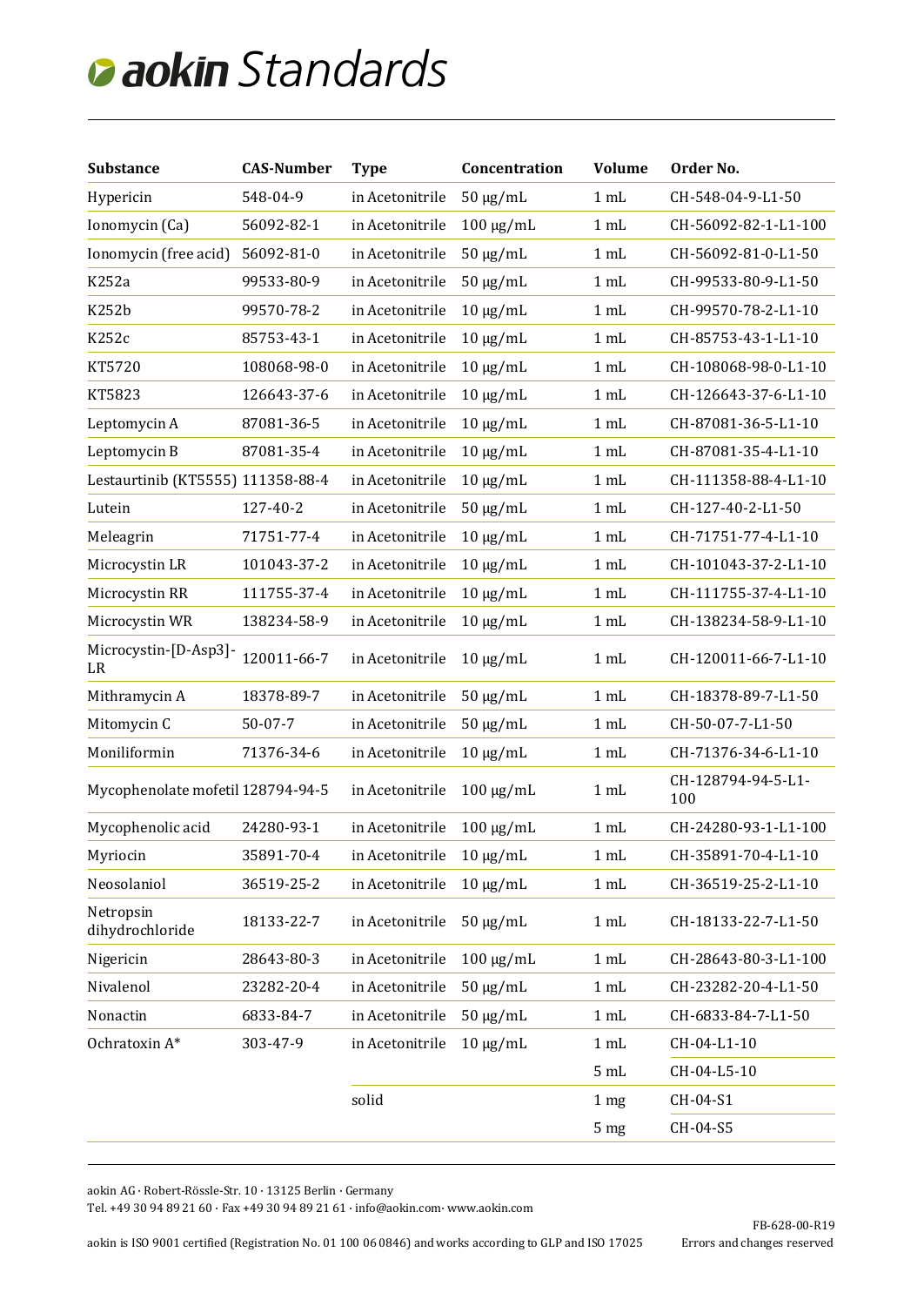# aokin Standards

| Substance | CAS-Number | Type | Concentration | Volume | Order No. |
|---|---|---|---|---|---|
| Hypericin | 548-04-9 | in Acetonitrile | 50 µg/mL | 1 mL | CH-548-04-9-L1-50 |
| Ionomycin (Ca) | 56092-82-1 | in Acetonitrile | 100 µg/mL | 1 mL | CH-56092-82-1-L1-100 |
| Ionomycin (free acid) | 56092-81-0 | in Acetonitrile | 50 µg/mL | 1 mL | CH-56092-81-0-L1-50 |
| K252a | 99533-80-9 | in Acetonitrile | 50 µg/mL | 1 mL | CH-99533-80-9-L1-50 |
| K252b | 99570-78-2 | in Acetonitrile | 10 µg/mL | 1 mL | CH-99570-78-2-L1-10 |
| K252c | 85753-43-1 | in Acetonitrile | 10 µg/mL | 1 mL | CH-85753-43-1-L1-10 |
| KT5720 | 108068-98-0 | in Acetonitrile | 10 µg/mL | 1 mL | CH-108068-98-0-L1-10 |
| KT5823 | 126643-37-6 | in Acetonitrile | 10 µg/mL | 1 mL | CH-126643-37-6-L1-10 |
| Leptomycin A | 87081-36-5 | in Acetonitrile | 10 µg/mL | 1 mL | CH-87081-36-5-L1-10 |
| Leptomycin B | 87081-35-4 | in Acetonitrile | 10 µg/mL | 1 mL | CH-87081-35-4-L1-10 |
| Lestaurtinib (KT5555) | 111358-88-4 | in Acetonitrile | 10 µg/mL | 1 mL | CH-111358-88-4-L1-10 |
| Lutein | 127-40-2 | in Acetonitrile | 50 µg/mL | 1 mL | CH-127-40-2-L1-50 |
| Meleagrin | 71751-77-4 | in Acetonitrile | 10 µg/mL | 1 mL | CH-71751-77-4-L1-10 |
| Microcystin LR | 101043-37-2 | in Acetonitrile | 10 µg/mL | 1 mL | CH-101043-37-2-L1-10 |
| Microcystin RR | 111755-37-4 | in Acetonitrile | 10 µg/mL | 1 mL | CH-111755-37-4-L1-10 |
| Microcystin WR | 138234-58-9 | in Acetonitrile | 10 µg/mL | 1 mL | CH-138234-58-9-L1-10 |
| Microcystin-[D-Asp3]-LR | 120011-66-7 | in Acetonitrile | 10 µg/mL | 1 mL | CH-120011-66-7-L1-10 |
| Mithramycin A | 18378-89-7 | in Acetonitrile | 50 µg/mL | 1 mL | CH-18378-89-7-L1-50 |
| Mitomycin C | 50-07-7 | in Acetonitrile | 50 µg/mL | 1 mL | CH-50-07-7-L1-50 |
| Moniliformin | 71376-34-6 | in Acetonitrile | 10 µg/mL | 1 mL | CH-71376-34-6-L1-10 |
| Mycophenolate mofetil | 128794-94-5 | in Acetonitrile | 100 µg/mL | 1 mL | CH-128794-94-5-L1-100 |
| Mycophenolic acid | 24280-93-1 | in Acetonitrile | 100 µg/mL | 1 mL | CH-24280-93-1-L1-100 |
| Myriocin | 35891-70-4 | in Acetonitrile | 10 µg/mL | 1 mL | CH-35891-70-4-L1-10 |
| Neosolaniol | 36519-25-2 | in Acetonitrile | 10 µg/mL | 1 mL | CH-36519-25-2-L1-10 |
| Netropsin dihydrochloride | 18133-22-7 | in Acetonitrile | 50 µg/mL | 1 mL | CH-18133-22-7-L1-50 |
| Nigericin | 28643-80-3 | in Acetonitrile | 100 µg/mL | 1 mL | CH-28643-80-3-L1-100 |
| Nivalenol | 23282-20-4 | in Acetonitrile | 50 µg/mL | 1 mL | CH-23282-20-4-L1-50 |
| Nonactin | 6833-84-7 | in Acetonitrile | 50 µg/mL | 1 mL | CH-6833-84-7-L1-50 |
| Ochratoxin A* | 303-47-9 | in Acetonitrile | 10 µg/mL | 1 mL | CH-04-L1-10 |
| | | | | 5 mL | CH-04-L5-10 |
| | | solid | | 1 mg | CH-04-S1 |
| | | | | 5 mg | CH-04-S5 |

aokin AG · Robert-Rössle-Str. 10 · 13125 Berlin · Germany
Tel. +49 30 94 89 21 60 · Fax +49 30 94 89 21 61 · info@aokin.com· www.aokin.com

FB-628-00-R19

aokin is ISO 9001 certified (Registration No. 01 100 06 0846) and works according to GLP and ISO 17025

Errors and changes reserved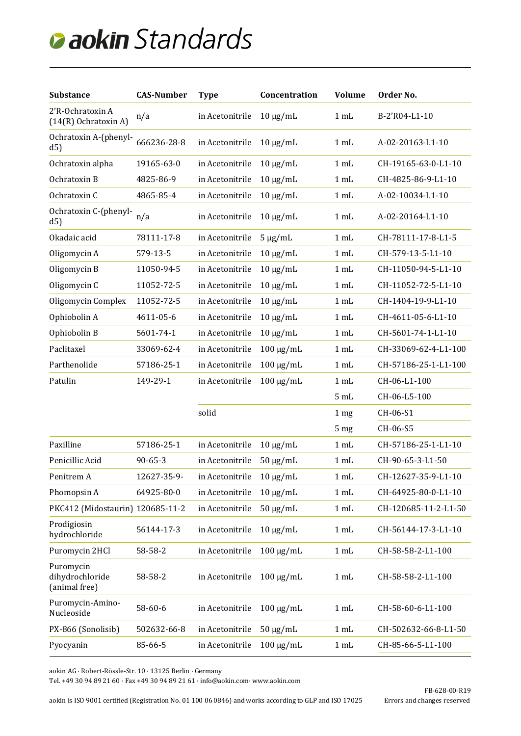# aokin Standards

| Substance | CAS-Number | Type | Concentration | Volume | Order No. |
|---|---|---|---|---|---|
| 2'R-Ochratoxin A (14(R) Ochratoxin A) | n/a | in Acetonitrile | 10 µg/mL | 1 mL | B-2'R04-L1-10 |
| Ochratoxin A-(phenyl-d5) | 666236-28-8 | in Acetonitrile | 10 µg/mL | 1 mL | A-02-20163-L1-10 |
| Ochratoxin alpha | 19165-63-0 | in Acetonitrile | 10 µg/mL | 1 mL | CH-19165-63-0-L1-10 |
| Ochratoxin B | 4825-86-9 | in Acetonitrile | 10 µg/mL | 1 mL | CH-4825-86-9-L1-10 |
| Ochratoxin C | 4865-85-4 | in Acetonitrile | 10 µg/mL | 1 mL | A-02-10034-L1-10 |
| Ochratoxin C-(phenyl-d5) | n/a | in Acetonitrile | 10 µg/mL | 1 mL | A-02-20164-L1-10 |
| Okadaic acid | 78111-17-8 | in Acetonitrile | 5 µg/mL | 1 mL | CH-78111-17-8-L1-5 |
| Oligomycin A | 579-13-5 | in Acetonitrile | 10 µg/mL | 1 mL | CH-579-13-5-L1-10 |
| Oligomycin B | 11050-94-5 | in Acetonitrile | 10 µg/mL | 1 mL | CH-11050-94-5-L1-10 |
| Oligomycin C | 11052-72-5 | in Acetonitrile | 10 µg/mL | 1 mL | CH-11052-72-5-L1-10 |
| Oligomycin Complex | 11052-72-5 | in Acetonitrile | 10 µg/mL | 1 mL | CH-1404-19-9-L1-10 |
| Ophiobolin A | 4611-05-6 | in Acetonitrile | 10 µg/mL | 1 mL | CH-4611-05-6-L1-10 |
| Ophiobolin B | 5601-74-1 | in Acetonitrile | 10 µg/mL | 1 mL | CH-5601-74-1-L1-10 |
| Paclitaxel | 33069-62-4 | in Acetonitrile | 100 µg/mL | 1 mL | CH-33069-62-4-L1-100 |
| Parthenolide | 57186-25-1 | in Acetonitrile | 100 µg/mL | 1 mL | CH-57186-25-1-L1-100 |
| Patulin | 149-29-1 | in Acetonitrile | 100 µg/mL | 1 mL | CH-06-L1-100 |
| | | | | 5 mL | CH-06-L5-100 |
| | | solid | | 1 mg | CH-06-S1 |
| | | | | 5 mg | CH-06-S5 |
| Paxilline | 57186-25-1 | in Acetonitrile | 10 µg/mL | 1 mL | CH-57186-25-1-L1-10 |
| Penicillic Acid | 90-65-3 | in Acetonitrile | 50 µg/mL | 1 mL | CH-90-65-3-L1-50 |
| Penitrem A | 12627-35-9- | in Acetonitrile | 10 µg/mL | 1 mL | CH-12627-35-9-L1-10 |
| Phomopsin A | 64925-80-0 | in Acetonitrile | 10 µg/mL | 1 mL | CH-64925-80-0-L1-10 |
| PKC412 (Midostaurin) | 120685-11-2 | in Acetonitrile | 50 µg/mL | 1 mL | CH-120685-11-2-L1-50 |
| Prodigiosin hydrochloride | 56144-17-3 | in Acetonitrile | 10 µg/mL | 1 mL | CH-56144-17-3-L1-10 |
| Puromycin 2HCl | 58-58-2 | in Acetonitrile | 100 µg/mL | 1 mL | CH-58-58-2-L1-100 |
| Puromycin dihydrochloride (animal free) | 58-58-2 | in Acetonitrile | 100 µg/mL | 1 mL | CH-58-58-2-L1-100 |
| Puromycin-Amino-Nucleoside | 58-60-6 | in Acetonitrile | 100 µg/mL | 1 mL | CH-58-60-6-L1-100 |
| PX-866 (Sonolisib) | 502632-66-8 | in Acetonitrile | 50 µg/mL | 1 mL | CH-502632-66-8-L1-50 |
| Pyocyanin | 85-66-5 | in Acetonitrile | 100 µg/mL | 1 mL | CH-85-66-5-L1-100 |

aokin AG · Robert-Rössle-Str. 10 · 13125 Berlin · Germany
Tel. +49 30 94 89 21 60 · Fax +49 30 94 89 21 61 · info@aokin.com· www.aokin.com

aokin is ISO 9001 certified (Registration No. 01 100 06 0846) and works according to GLP and ISO 17025

FB-628-00-R19
Errors and changes reserved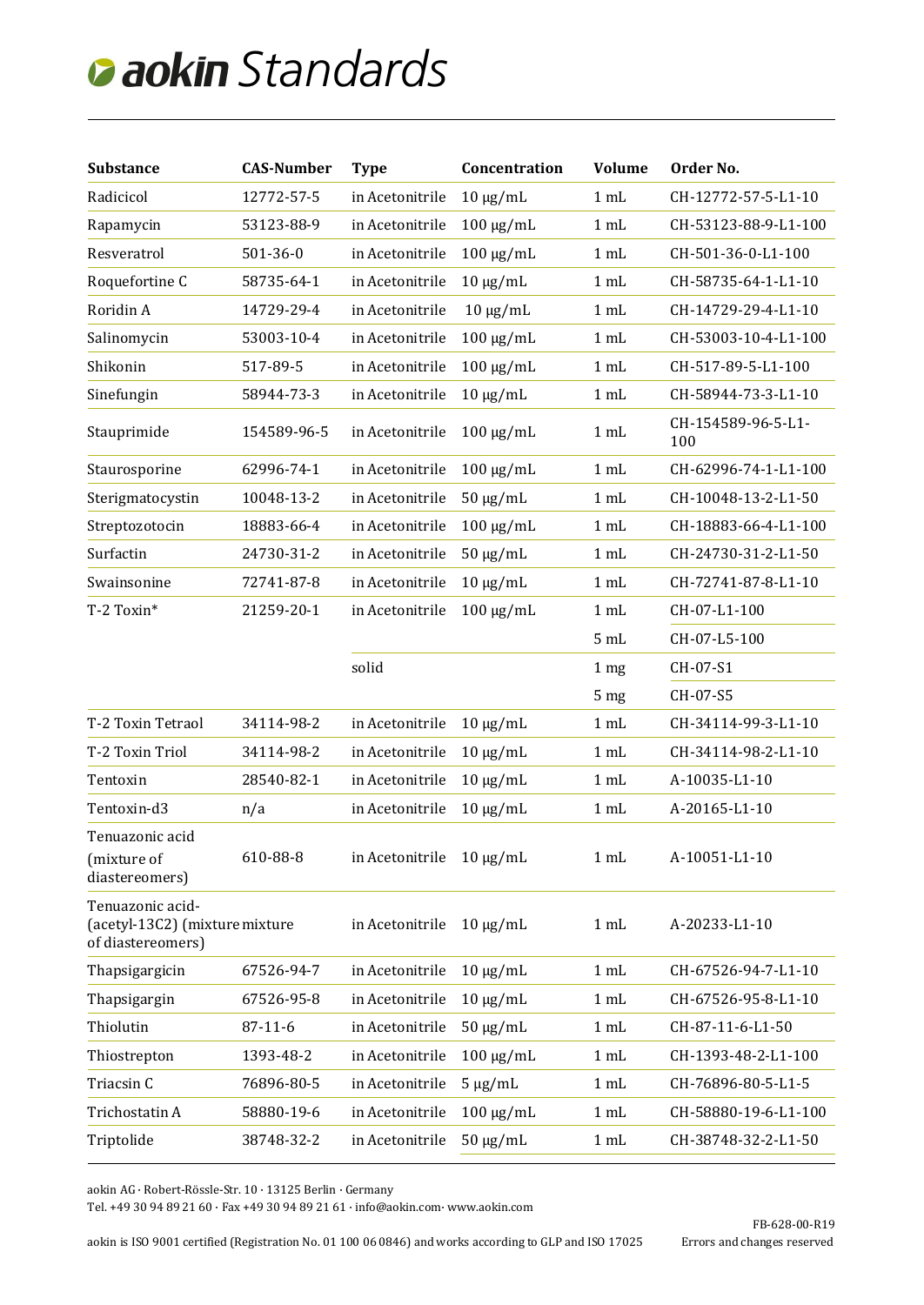# aokin Standards

| Substance | CAS-Number | Type | Concentration | Volume | Order No. |
|---|---|---|---|---|---|
| Radicicol | 12772-57-5 | in Acetonitrile | 10 µg/mL | 1 mL | CH-12772-57-5-L1-10 |
| Rapamycin | 53123-88-9 | in Acetonitrile | 100 µg/mL | 1 mL | CH-53123-88-9-L1-100 |
| Resveratrol | 501-36-0 | in Acetonitrile | 100 µg/mL | 1 mL | CH-501-36-0-L1-100 |
| Roquefortine C | 58735-64-1 | in Acetonitrile | 10 µg/mL | 1 mL | CH-58735-64-1-L1-10 |
| Roridin A | 14729-29-4 | in Acetonitrile | 10 µg/mL | 1 mL | CH-14729-29-4-L1-10 |
| Salinomycin | 53003-10-4 | in Acetonitrile | 100 µg/mL | 1 mL | CH-53003-10-4-L1-100 |
| Shikonin | 517-89-5 | in Acetonitrile | 100 µg/mL | 1 mL | CH-517-89-5-L1-100 |
| Sinefungin | 58944-73-3 | in Acetonitrile | 10 µg/mL | 1 mL | CH-58944-73-3-L1-10 |
| Stauprimide | 154589-96-5 | in Acetonitrile | 100 µg/mL | 1 mL | CH-154589-96-5-L1-100 |
| Staurosporine | 62996-74-1 | in Acetonitrile | 100 µg/mL | 1 mL | CH-62996-74-1-L1-100 |
| Sterigmatocystin | 10048-13-2 | in Acetonitrile | 50 µg/mL | 1 mL | CH-10048-13-2-L1-50 |
| Streptozotocin | 18883-66-4 | in Acetonitrile | 100 µg/mL | 1 mL | CH-18883-66-4-L1-100 |
| Surfactin | 24730-31-2 | in Acetonitrile | 50 µg/mL | 1 mL | CH-24730-31-2-L1-50 |
| Swainsonine | 72741-87-8 | in Acetonitrile | 10 µg/mL | 1 mL | CH-72741-87-8-L1-10 |
| T-2 Toxin* | 21259-20-1 | in Acetonitrile | 100 µg/mL | 1 mL | CH-07-L1-100 |
| | | | | 5 mL | CH-07-L5-100 |
| | | solid | | 1 mg | CH-07-S1 |
| | | | | 5 mg | CH-07-S5 |
| T-2 Toxin Tetraol | 34114-98-2 | in Acetonitrile | 10 µg/mL | 1 mL | CH-34114-99-3-L1-10 |
| T-2 Toxin Triol | 34114-98-2 | in Acetonitrile | 10 µg/mL | 1 mL | CH-34114-98-2-L1-10 |
| Tentoxin | 28540-82-1 | in Acetonitrile | 10 µg/mL | 1 mL | A-10035-L1-10 |
| Tentoxin-d3 | n/a | in Acetonitrile | 10 µg/mL | 1 mL | A-20165-L1-10 |
| Tenuazonic acid (mixture of diastereomers) | 610-88-8 | in Acetonitrile | 10 µg/mL | 1 mL | A-10051-L1-10 |
| Tenuazonic acid-(acetyl-13C2) (mixture of diastereomers) | mixture | in Acetonitrile | 10 µg/mL | 1 mL | A-20233-L1-10 |
| Thapsigargicin | 67526-94-7 | in Acetonitrile | 10 µg/mL | 1 mL | CH-67526-94-7-L1-10 |
| Thapsigargin | 67526-95-8 | in Acetonitrile | 10 µg/mL | 1 mL | CH-67526-95-8-L1-10 |
| Thiolutin | 87-11-6 | in Acetonitrile | 50 µg/mL | 1 mL | CH-87-11-6-L1-50 |
| Thiostrepton | 1393-48-2 | in Acetonitrile | 100 µg/mL | 1 mL | CH-1393-48-2-L1-100 |
| Triacsin C | 76896-80-5 | in Acetonitrile | 5 µg/mL | 1 mL | CH-76896-80-5-L1-5 |
| Trichostatin A | 58880-19-6 | in Acetonitrile | 100 µg/mL | 1 mL | CH-58880-19-6-L1-100 |
| Triptolide | 38748-32-2 | in Acetonitrile | 50 µg/mL | 1 mL | CH-38748-32-2-L1-50 |

aokin AG · Robert-Rössle-Str. 10 · 13125 Berlin · Germany
Tel. +49 30 94 89 21 60 · Fax +49 30 94 89 21 61 · info@aokin.com · www.aokin.com

aokin is ISO 9001 certified (Registration No. 01 100 06 0846) and works according to GLP and ISO 17025

FB-628-00-R19
Errors and changes reserved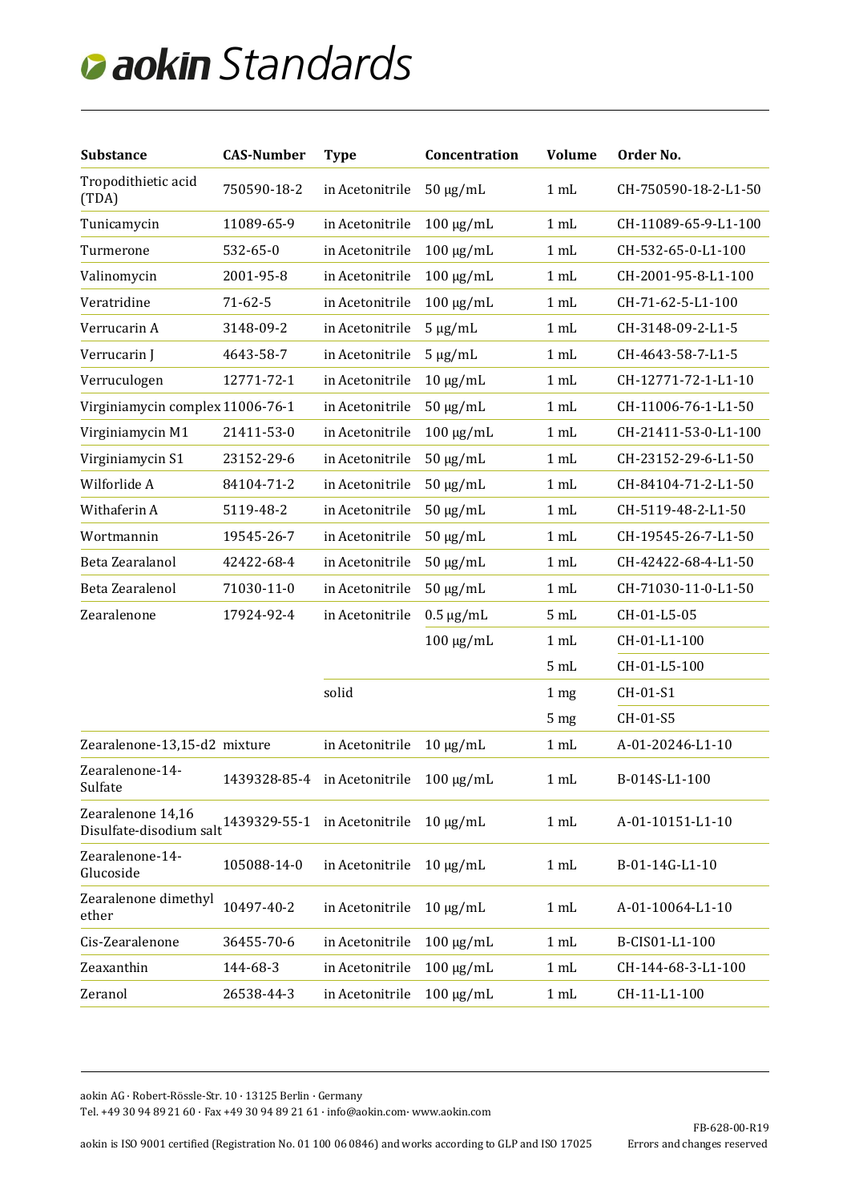# aokin Standards

| Substance | CAS-Number | Type | Concentration | Volume | Order No. |
| --- | --- | --- | --- | --- | --- |
| Tropodithietic acid (TDA) | 750590-18-2 | in Acetonitrile | 50 µg/mL | 1 mL | CH-750590-18-2-L1-50 |
| Tunicamycin | 11089-65-9 | in Acetonitrile | 100 µg/mL | 1 mL | CH-11089-65-9-L1-100 |
| Turmerone | 532-65-0 | in Acetonitrile | 100 µg/mL | 1 mL | CH-532-65-0-L1-100 |
| Valinomycin | 2001-95-8 | in Acetonitrile | 100 µg/mL | 1 mL | CH-2001-95-8-L1-100 |
| Veratridine | 71-62-5 | in Acetonitrile | 100 µg/mL | 1 mL | CH-71-62-5-L1-100 |
| Verrucarin A | 3148-09-2 | in Acetonitrile | 5 µg/mL | 1 mL | CH-3148-09-2-L1-5 |
| Verrucarin J | 4643-58-7 | in Acetonitrile | 5 µg/mL | 1 mL | CH-4643-58-7-L1-5 |
| Verruculogen | 12771-72-1 | in Acetonitrile | 10 µg/mL | 1 mL | CH-12771-72-1-L1-10 |
| Virginiamycin complex | 11006-76-1 | in Acetonitrile | 50 µg/mL | 1 mL | CH-11006-76-1-L1-50 |
| Virginiamycin M1 | 21411-53-0 | in Acetonitrile | 100 µg/mL | 1 mL | CH-21411-53-0-L1-100 |
| Virginiamycin S1 | 23152-29-6 | in Acetonitrile | 50 µg/mL | 1 mL | CH-23152-29-6-L1-50 |
| Wilforlide A | 84104-71-2 | in Acetonitrile | 50 µg/mL | 1 mL | CH-84104-71-2-L1-50 |
| Withaferin A | 5119-48-2 | in Acetonitrile | 50 µg/mL | 1 mL | CH-5119-48-2-L1-50 |
| Wortmannin | 19545-26-7 | in Acetonitrile | 50 µg/mL | 1 mL | CH-19545-26-7-L1-50 |
| Beta Zearalanol | 42422-68-4 | in Acetonitrile | 50 µg/mL | 1 mL | CH-42422-68-4-L1-50 |
| Beta Zearalenol | 71030-11-0 | in Acetonitrile | 50 µg/mL | 1 mL | CH-71030-11-0-L1-50 |
| Zearalenone | 17924-92-4 | in Acetonitrile | 0.5 µg/mL | 5 mL | CH-01-L5-05 |
| | | | 100 µg/mL | 1 mL | CH-01-L1-100 |
| | | | | 5 mL | CH-01-L5-100 |
| | | solid | | 1 mg | CH-01-S1 |
| | | | | 5 mg | CH-01-S5 |
| Zearalenone-13,15-d2 | mixture | in Acetonitrile | 10 µg/mL | 1 mL | A-01-20246-L1-10 |
| Zearalenone-14-Sulfate | 1439328-85-4 | in Acetonitrile | 100 µg/mL | 1 mL | B-014S-L1-100 |
| Zearalenone 14,16 Disulfate-disodium salt | 1439329-55-1 | in Acetonitrile | 10 µg/mL | 1 mL | A-01-10151-L1-10 |
| Zearalenone-14-Glucoside | 105088-14-0 | in Acetonitrile | 10 µg/mL | 1 mL | B-01-14G-L1-10 |
| Zearalenone dimethyl ether | 10497-40-2 | in Acetonitrile | 10 µg/mL | 1 mL | A-01-10064-L1-10 |
| Cis-Zearalenone | 36455-70-6 | in Acetonitrile | 100 µg/mL | 1 mL | B-CIS01-L1-100 |
| Zeaxanthin | 144-68-3 | in Acetonitrile | 100 µg/mL | 1 mL | CH-144-68-3-L1-100 |
| Zeranol | 26538-44-3 | in Acetonitrile | 100 µg/mL | 1 mL | CH-11-L1-100 |

aokin AG · Robert-Rössle-Str. 10 · 13125 Berlin · Germany
Tel. +49 30 94 89 21 60 · Fax +49 30 94 89 21 61 · info@aokin.com· www.aokin.com

aokin is ISO 9001 certified (Registration No. 01 100 06 0846) and works according to GLP and ISO 17025

FB-628-00-R19
Errors and changes reserved